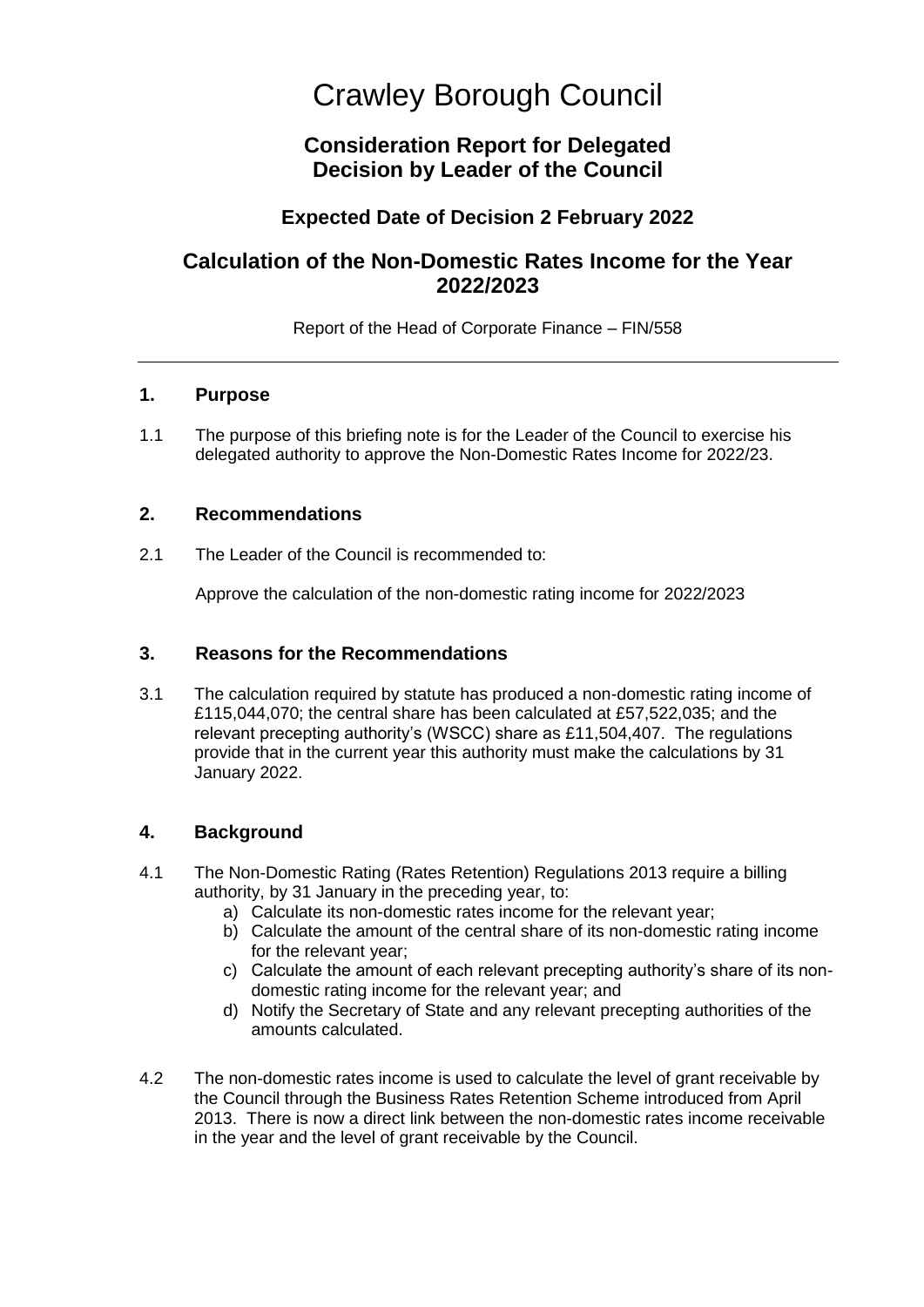# Crawley Borough Council

## Consideration Report for Delegated Decision by Leader of the Council

### Expected Date of Decision 2 February 2022

## Calculation of the Non-Domestic Rates Income for the Year 2022/2023

Report of the Head of Corporate Finance – FIN/558

---

### 1. Purpose

1.1 The purpose of this briefing note is for the Leader of the Council to exercise his delegated authority to approve the Non-Domestic Rates Income for 2022/23.

### 2. Recommendations

2.1 The Leader of the Council is recommended to:

Approve the calculation of the non-domestic rating income for 2022/2023

### 3. Reasons for the Recommendations

3.1 The calculation required by statute has produced a non-domestic rating income of £115,044,070; the central share has been calculated at £57,522,035; and the relevant precepting authority's (WSCC) share as £11,504,407. The regulations provide that in the current year this authority must make the calculations by 31 January 2022.

### 4. Background

4.1 The Non-Domestic Rating (Rates Retention) Regulations 2013 require a billing authority, by 31 January in the preceding year, to:

a) Calculate its non-domestic rates income for the relevant year;
b) Calculate the amount of the central share of its non-domestic rating income for the relevant year;
c) Calculate the amount of each relevant precepting authority's share of its non-domestic rating income for the relevant year; and
d) Notify the Secretary of State and any relevant precepting authorities of the amounts calculated.

4.2 The non-domestic rates income is used to calculate the level of grant receivable by the Council through the Business Rates Retention Scheme introduced from April 2013. There is now a direct link between the non-domestic rates income receivable in the year and the level of grant receivable by the Council.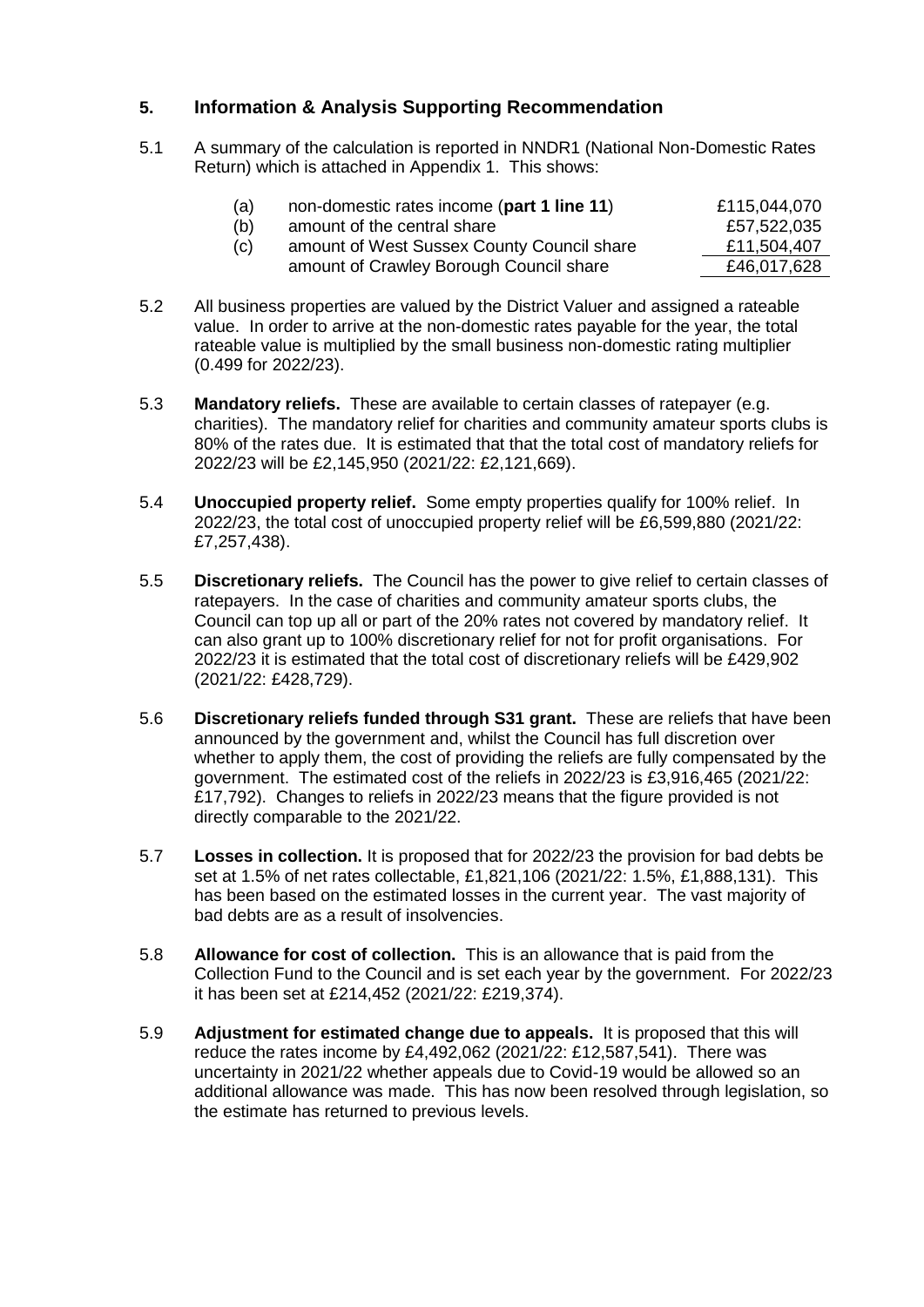## 5. Information & Analysis Supporting Recommendation

5.1 A summary of the calculation is reported in NNDR1 (National Non-Domestic Rates Return) which is attached in Appendix 1. This shows:

| | | |
|---|---|---|
| (a) | non-domestic rates income (**part 1 line 11**) | £115,044,070 |
| (b) | amount of the central share | £57,522,035 |
| (c) | amount of West Sussex County Council share | £11,504,407 |
| | amount of Crawley Borough Council share | £46,017,628 |

5.2 All business properties are valued by the District Valuer and assigned a rateable value. In order to arrive at the non-domestic rates payable for the year, the total rateable value is multiplied by the small business non-domestic rating multiplier (0.499 for 2022/23).

5.3 **Mandatory reliefs.** These are available to certain classes of ratepayer (e.g. charities). The mandatory relief for charities and community amateur sports clubs is 80% of the rates due. It is estimated that that the total cost of mandatory reliefs for 2022/23 will be £2,145,950 (2021/22: £2,121,669).

5.4 **Unoccupied property relief.** Some empty properties qualify for 100% relief. In 2022/23, the total cost of unoccupied property relief will be £6,599,880 (2021/22: £7,257,438).

5.5 **Discretionary reliefs.** The Council has the power to give relief to certain classes of ratepayers. In the case of charities and community amateur sports clubs, the Council can top up all or part of the 20% rates not covered by mandatory relief. It can also grant up to 100% discretionary relief for not for profit organisations. For 2022/23 it is estimated that the total cost of discretionary reliefs will be £429,902 (2021/22: £428,729).

5.6 **Discretionary reliefs funded through S31 grant.** These are reliefs that have been announced by the government and, whilst the Council has full discretion over whether to apply them, the cost of providing the reliefs are fully compensated by the government. The estimated cost of the reliefs in 2022/23 is £3,916,465 (2021/22: £17,792). Changes to reliefs in 2022/23 means that the figure provided is not directly comparable to the 2021/22.

5.7 **Losses in collection.** It is proposed that for 2022/23 the provision for bad debts be set at 1.5% of net rates collectable, £1,821,106 (2021/22: 1.5%, £1,888,131). This has been based on the estimated losses in the current year. The vast majority of bad debts are as a result of insolvencies.

5.8 **Allowance for cost of collection.** This is an allowance that is paid from the Collection Fund to the Council and is set each year by the government. For 2022/23 it has been set at £214,452 (2021/22: £219,374).

5.9 **Adjustment for estimated change due to appeals.** It is proposed that this will reduce the rates income by £4,492,062 (2021/22: £12,587,541). There was uncertainty in 2021/22 whether appeals due to Covid-19 would be allowed so an additional allowance was made. This has now been resolved through legislation, so the estimate has returned to previous levels.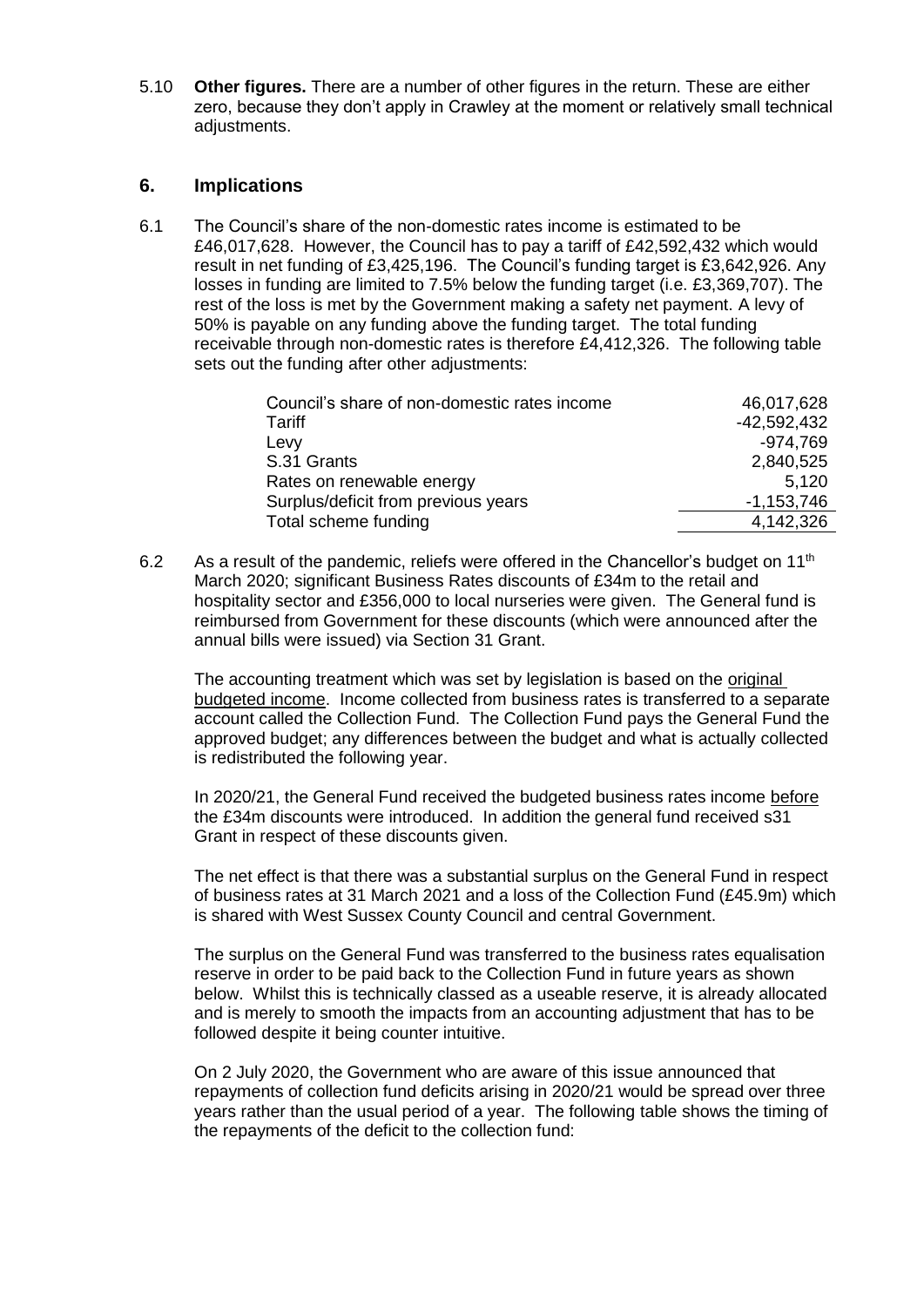5.10 **Other figures.** There are a number of other figures in the return. These are either zero, because they don't apply in Crawley at the moment or relatively small technical adjustments.

## 6. Implications

6.1 The Council's share of the non-domestic rates income is estimated to be £46,017,628. However, the Council has to pay a tariff of £42,592,432 which would result in net funding of £3,425,196. The Council's funding target is £3,642,926. Any losses in funding are limited to 7.5% below the funding target (i.e. £3,369,707). The rest of the loss is met by the Government making a safety net payment. A levy of 50% is payable on any funding above the funding target. The total funding receivable through non-domestic rates is therefore £4,412,326. The following table sets out the funding after other adjustments:

| | |
|---|---:|
| Council's share of non-domestic rates income | 46,017,628 |
| Tariff | -42,592,432 |
| Levy | -974,769 |
| S.31 Grants | 2,840,525 |
| Rates on renewable energy | 5,120 |
| Surplus/deficit from previous years | -1,153,746 |
| Total scheme funding | 4,142,326 |

6.2 As a result of the pandemic, reliefs were offered in the Chancellor's budget on 11th March 2020; significant Business Rates discounts of £34m to the retail and hospitality sector and £356,000 to local nurseries were given. The General fund is reimbursed from Government for these discounts (which were announced after the annual bills were issued) via Section 31 Grant.

The accounting treatment which was set by legislation is based on the original budgeted income. Income collected from business rates is transferred to a separate account called the Collection Fund. The Collection Fund pays the General Fund the approved budget; any differences between the budget and what is actually collected is redistributed the following year.

In 2020/21, the General Fund received the budgeted business rates income before the £34m discounts were introduced. In addition the general fund received s31 Grant in respect of these discounts given.

The net effect is that there was a substantial surplus on the General Fund in respect of business rates at 31 March 2021 and a loss of the Collection Fund (£45.9m) which is shared with West Sussex County Council and central Government.

The surplus on the General Fund was transferred to the business rates equalisation reserve in order to be paid back to the Collection Fund in future years as shown below. Whilst this is technically classed as a useable reserve, it is already allocated and is merely to smooth the impacts from an accounting adjustment that has to be followed despite it being counter intuitive.

On 2 July 2020, the Government who are aware of this issue announced that repayments of collection fund deficits arising in 2020/21 would be spread over three years rather than the usual period of a year. The following table shows the timing of the repayments of the deficit to the collection fund: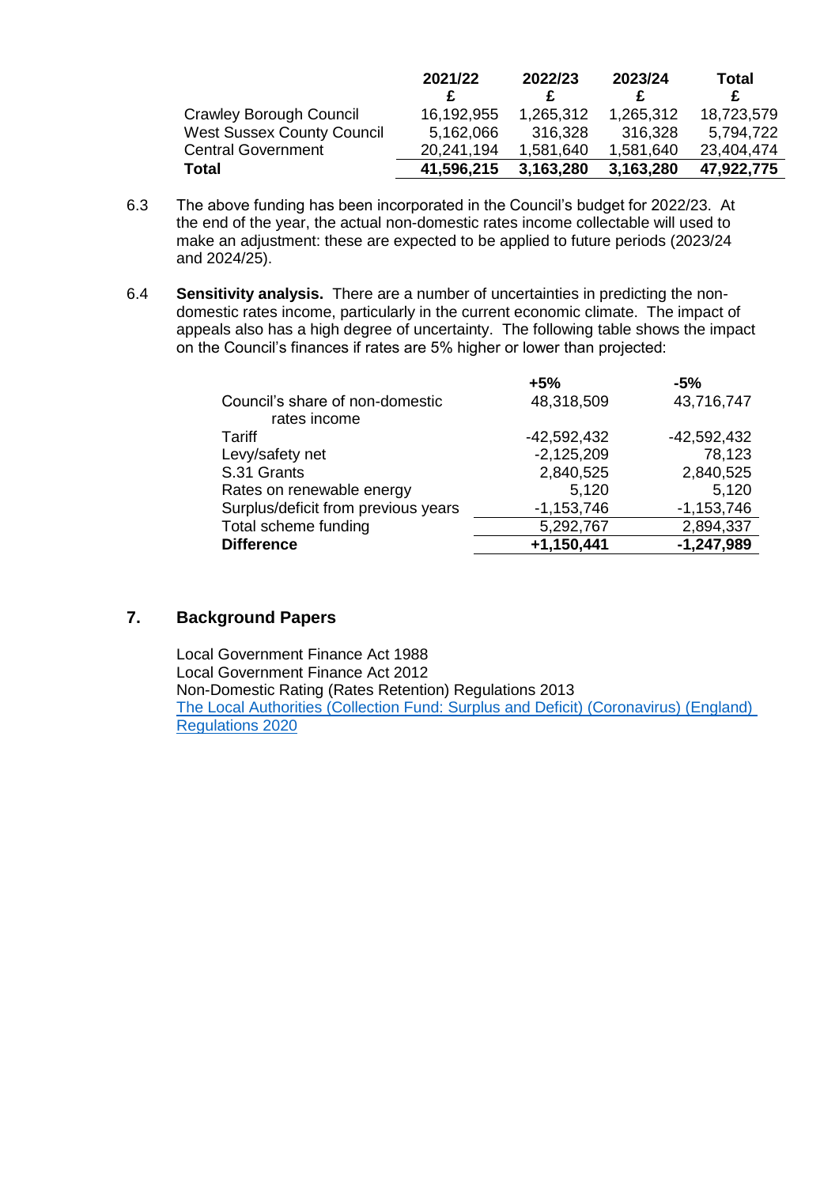| | 2021/22 | 2022/23 | 2023/24 | Total |
|---|---|---|---|---|
| | £ | £ | £ | £ |
| Crawley Borough Council | 16,192,955 | 1,265,312 | 1,265,312 | 18,723,579 |
| West Sussex County Council | 5,162,066 | 316,328 | 316,328 | 5,794,722 |
| Central Government | 20,241,194 | 1,581,640 | 1,581,640 | 23,404,474 |
| **Total** | **41,596,215** | **3,163,280** | **3,163,280** | **47,922,775** |

6.3 The above funding has been incorporated in the Council's budget for 2022/23. At the end of the year, the actual non-domestic rates income collectable will used to make an adjustment: these are expected to be applied to future periods (2023/24 and 2024/25).

6.4 **Sensitivity analysis.** There are a number of uncertainties in predicting the non-domestic rates income, particularly in the current economic climate. The impact of appeals also has a high degree of uncertainty. The following table shows the impact on the Council's finances if rates are 5% higher or lower than projected:

| | +5% | -5% |
|---|---|---|
| Council's share of non-domestic rates income | 48,318,509 | 43,716,747 |
| Tariff | -42,592,432 | -42,592,432 |
| Levy/safety net | -2,125,209 | 78,123 |
| S.31 Grants | 2,840,525 | 2,840,525 |
| Rates on renewable energy | 5,120 | 5,120 |
| Surplus/deficit from previous years | -1,153,746 | -1,153,746 |
| Total scheme funding | 5,292,767 | 2,894,337 |
| **Difference** | **+1,150,441** | **-1,247,989** |

## 7. Background Papers

Local Government Finance Act 1988
Local Government Finance Act 2012
Non-Domestic Rating (Rates Retention) Regulations 2013
The Local Authorities (Collection Fund: Surplus and Deficit) (Coronavirus) (England) Regulations 2020